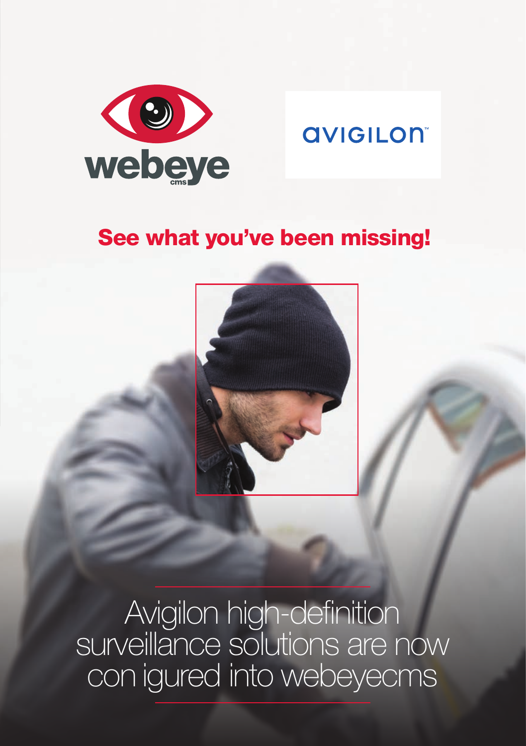webeye cms

AVIGILON™

## See what you've been missing!

Avigilon high-definition surveillance solutions are now con igured into webeyecms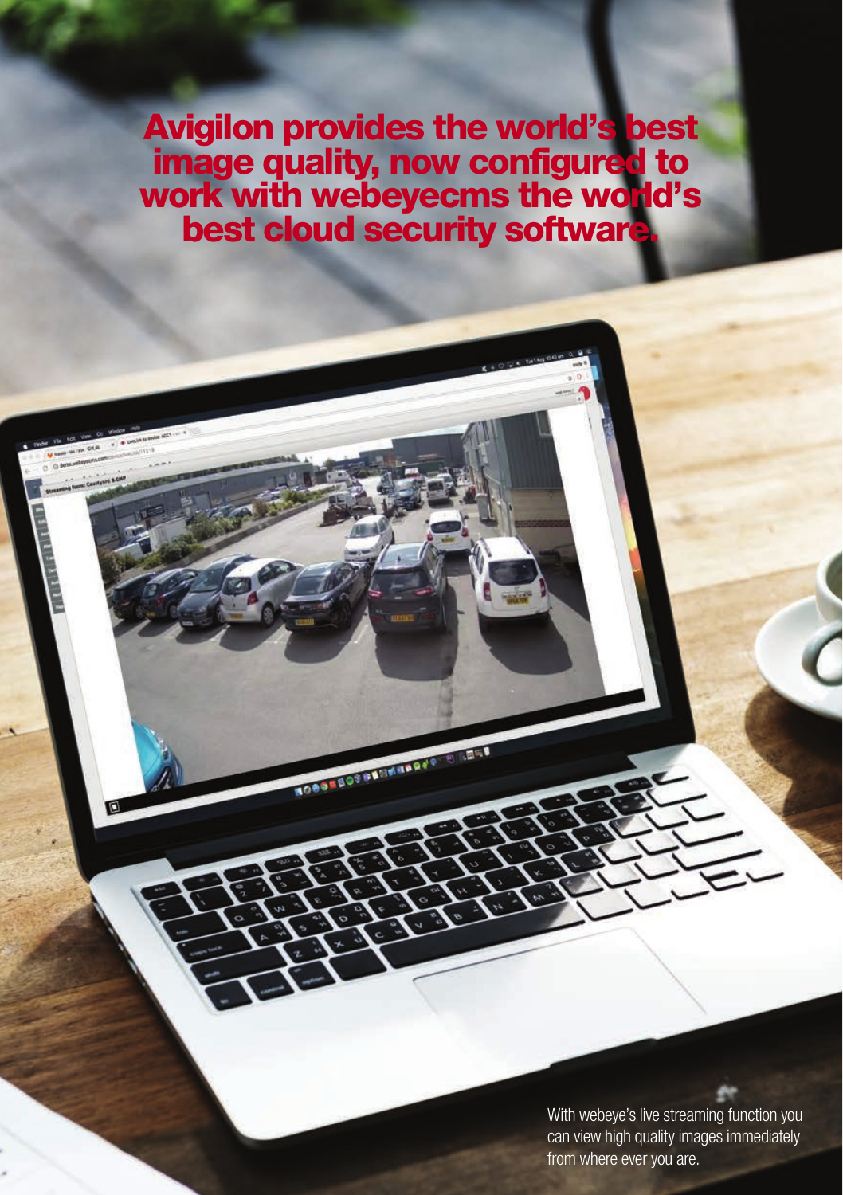# Avigilon provides the world's best image quality, now configured to work with webeyecms the world's best cloud security software.

With webeye's live streaming function you can view high quality images immediately from where ever you are.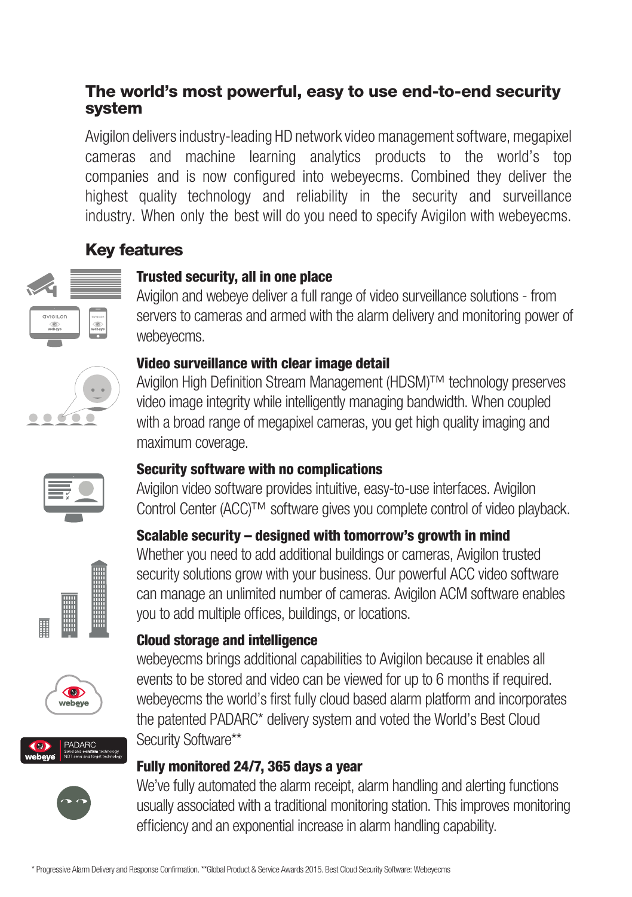## The world's most powerful, easy to use end-to-end security system

Avigilon delivers industry-leading HD network video management software, megapixel cameras and machine learning analytics products to the world's top companies and is now configured into webeyecms. Combined they deliver the highest quality technology and reliability in the security and surveillance industry. When only the best will do you need to specify Avigilon with webeyecms.

## Key features

### Trusted security, all in one place

Avigilon and webeye deliver a full range of video surveillance solutions - from servers to cameras and armed with the alarm delivery and monitoring power of webeyecms.

### Video surveillance with clear image detail

Avigilon High Definition Stream Management (HDSM)™ technology preserves video image integrity while intelligently managing bandwidth. When coupled with a broad range of megapixel cameras, you get high quality imaging and maximum coverage.

### Security software with no complications

Avigilon video software provides intuitive, easy-to-use interfaces. Avigilon Control Center (ACC)™ software gives you complete control of video playback.

### Scalable security – designed with tomorrow's growth in mind

Whether you need to add additional buildings or cameras, Avigilon trusted security solutions grow with your business. Our powerful ACC video software can manage an unlimited number of cameras. Avigilon ACM software enables you to add multiple offices, buildings, or locations.

### Cloud storage and intelligence

webeyecms brings additional capabilities to Avigilon because it enables all events to be stored and video can be viewed for up to 6 months if required. webeyecms the world's first fully cloud based alarm platform and incorporates the patented PADARC* delivery system and voted the World's Best Cloud Security Software**

### Fully monitored 24/7, 365 days a year

We've fully automated the alarm receipt, alarm handling and alerting functions usually associated with a traditional monitoring station. This improves monitoring efficiency and an exponential increase in alarm handling capability.

\* Progressive Alarm Delivery and Response Confirmation. **Global Product & Service Awards 2015. Best Cloud Security Software: Webeyecms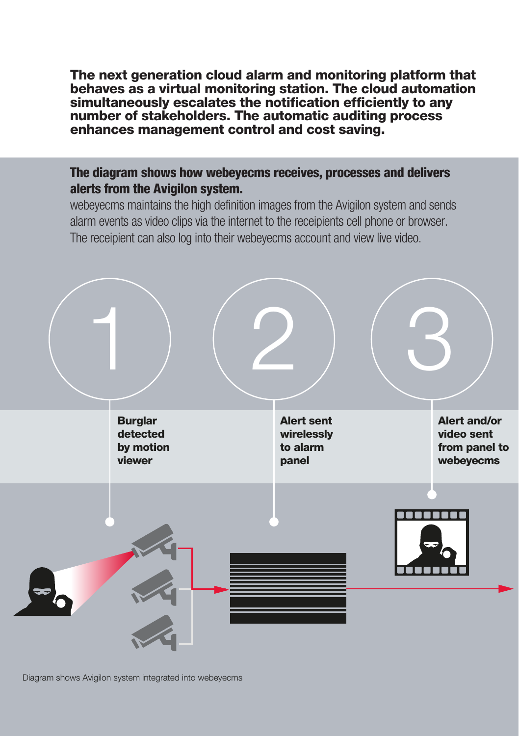**The next generation cloud alarm and monitoring platform that behaves as a virtual monitoring station. The cloud automation simultaneously escalates the notification efficiently to any number of stakeholders. The automatic auditing process enhances management control and cost saving.**

## The diagram shows how webeyecms receives, processes and delivers alerts from the Avigilon system.

webeyecms maintains the high definition images from the Avigilon system and sends alarm events as video clips via the internet to the receipients cell phone or browser. The receipient can also log into their webeyecms account and view live video.

1

**Burglar detected by motion viewer**

2

**Alert sent wirelessly to alarm panel**

3

**Alert and/or video sent from panel to webeyecms**

Diagram shows Avigilon system integrated into webeyecms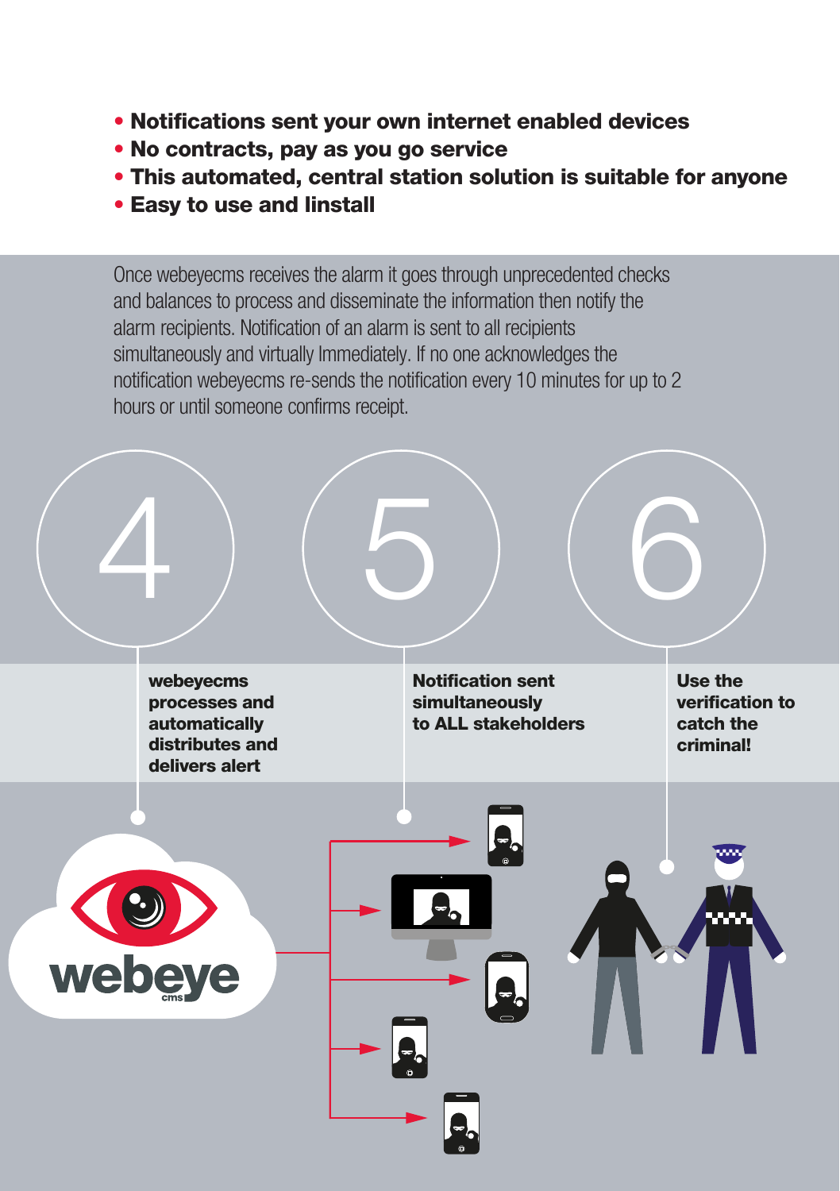- **Notifications sent your own internet enabled devices**
- **No contracts, pay as you go service**
- **This automated, central station solution is suitable for anyone**
- **Easy to use and Iinstall**

Once webeyecms receives the alarm it goes through unprecedented checks and balances to process and disseminate the information then notify the alarm recipients. Notification of an alarm is sent to all recipients simultaneously and virtually Immediately. If no one acknowledges the notification webeyecms re-sends the notification every 10 minutes for up to 2 hours or until someone confirms receipt.

4

**webeyecms processes and automatically distributes and delivers alert**

5

**Notification sent simultaneously to ALL stakeholders**

6

**Use the verification to catch the criminal!**

webeye cms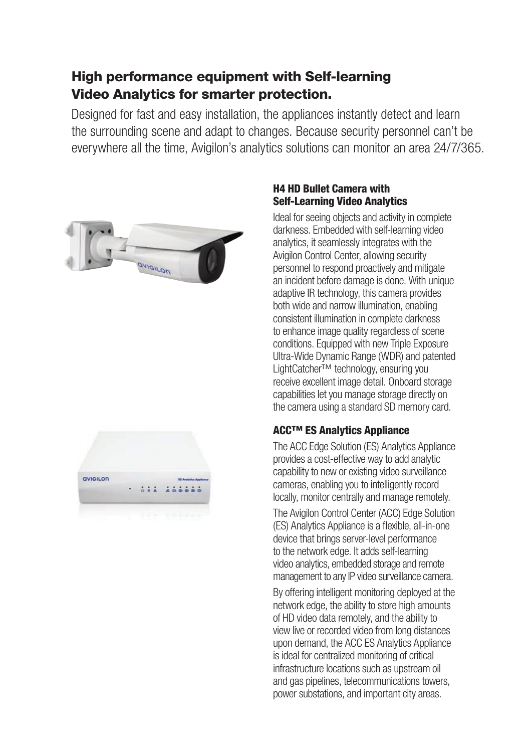## High performance equipment with Self-learning Video Analytics for smarter protection.

Designed for fast and easy installation, the appliances instantly detect and learn the surrounding scene and adapt to changes. Because security personnel can't be everywhere all the time, Avigilon's analytics solutions can monitor an area 24/7/365.

### H4 HD Bullet Camera with Self-Learning Video Analytics

Ideal for seeing objects and activity in complete darkness. Embedded with self-learning video analytics, it seamlessly integrates with the Avigilon Control Center, allowing security personnel to respond proactively and mitigate an incident before damage is done. With unique adaptive IR technology, this camera provides both wide and narrow illumination, enabling consistent illumination in complete darkness to enhance image quality regardless of scene conditions. Equipped with new Triple Exposure Ultra-Wide Dynamic Range (WDR) and patented LightCatcher™ technology, ensuring you receive excellent image detail. Onboard storage capabilities let you manage storage directly on the camera using a standard SD memory card.

### ACC™ ES Analytics Appliance

The ACC Edge Solution (ES) Analytics Appliance provides a cost-effective way to add analytic capability to new or existing video surveillance cameras, enabling you to intelligently record locally, monitor centrally and manage remotely.

The Avigilon Control Center (ACC) Edge Solution (ES) Analytics Appliance is a flexible, all-in-one device that brings server-level performance to the network edge. It adds self-learning video analytics, embedded storage and remote management to any IP video surveillance camera.

By offering intelligent monitoring deployed at the network edge, the ability to store high amounts of HD video data remotely, and the ability to view live or recorded video from long distances upon demand, the ACC ES Analytics Appliance is ideal for centralized monitoring of critical infrastructure locations such as upstream oil and gas pipelines, telecommunications towers, power substations, and important city areas.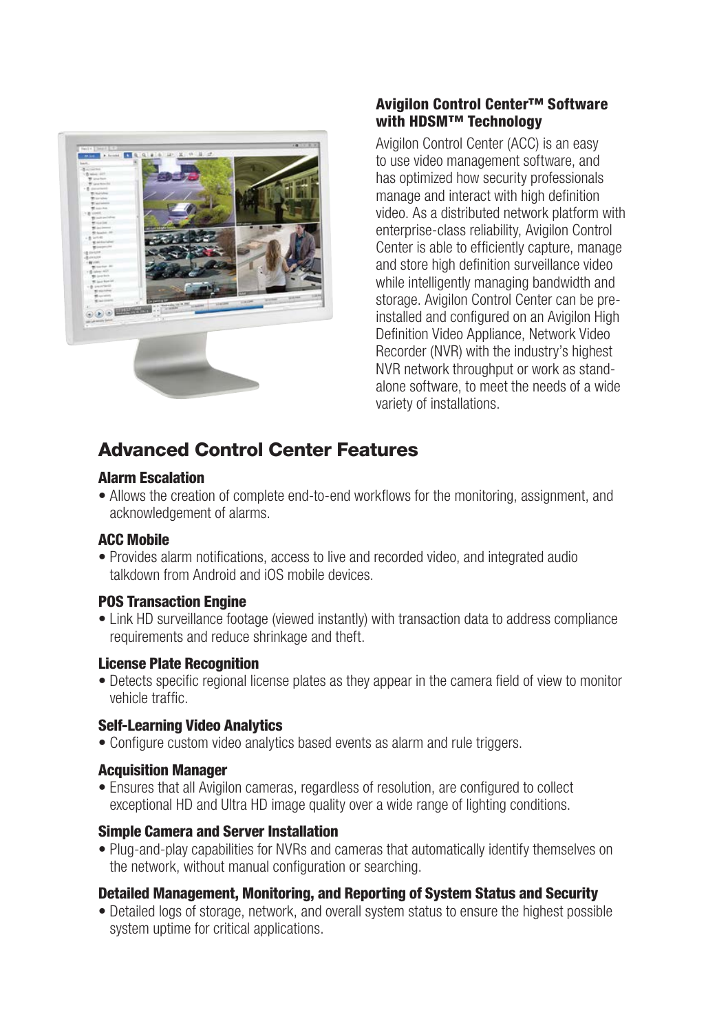### Avigilon Control Center™ Software with HDSM™ Technology

Avigilon Control Center (ACC) is an easy to use video management software, and has optimized how security professionals manage and interact with high definition video. As a distributed network platform with enterprise-class reliability, Avigilon Control Center is able to efficiently capture, manage and store high definition surveillance video while intelligently managing bandwidth and storage. Avigilon Control Center can be pre-installed and configured on an Avigilon High Definition Video Appliance, Network Video Recorder (NVR) with the industry's highest NVR network throughput or work as stand-alone software, to meet the needs of a wide variety of installations.

## Advanced Control Center Features

### Alarm Escalation

- Allows the creation of complete end-to-end workflows for the monitoring, assignment, and acknowledgement of alarms.

### ACC Mobile

- Provides alarm notifications, access to live and recorded video, and integrated audio talkdown from Android and iOS mobile devices.

### POS Transaction Engine

- Link HD surveillance footage (viewed instantly) with transaction data to address compliance requirements and reduce shrinkage and theft.

### License Plate Recognition

- Detects specific regional license plates as they appear in the camera field of view to monitor vehicle traffic.

### Self-Learning Video Analytics

- Configure custom video analytics based events as alarm and rule triggers.

### Acquisition Manager

- Ensures that all Avigilon cameras, regardless of resolution, are configured to collect exceptional HD and Ultra HD image quality over a wide range of lighting conditions.

### Simple Camera and Server Installation

- Plug-and-play capabilities for NVRs and cameras that automatically identify themselves on the network, without manual configuration or searching.

### Detailed Management, Monitoring, and Reporting of System Status and Security

- Detailed logs of storage, network, and overall system status to ensure the highest possible system uptime for critical applications.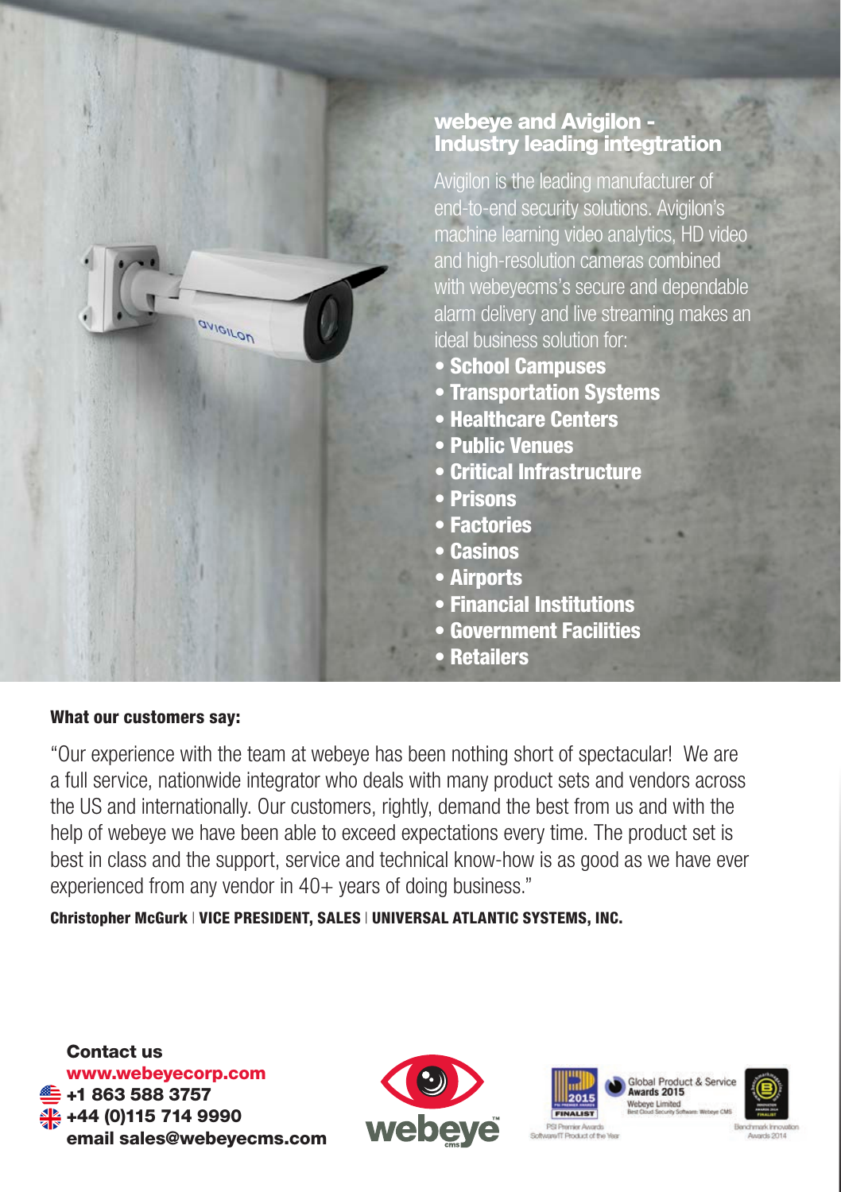## webeye and Avigilon - Industry leading integtration

Avigilon is the leading manufacturer of end-to-end security solutions. Avigilon's machine learning video analytics, HD video and high-resolution cameras combined with webeyecms's secure and dependable alarm delivery and live streaming makes an ideal business solution for:

- **School Campuses**
- **Transportation Systems**
- **Healthcare Centers**
- **Public Venues**
- **Critical Infrastructure**
- **Prisons**
- **Factories**
- **Casinos**
- **Airports**
- **Financial Institutions**
- **Government Facilities**
- **Retailers**

**What our customers say:**

"Our experience with the team at webeye has been nothing short of spectacular! We are a full service, nationwide integrator who deals with many product sets and vendors across the US and internationally. Our customers, rightly, demand the best from us and with the help of webeye we have been able to exceed expectations every time. The product set is best in class and the support, service and technical know-how is as good as we have ever experienced from any vendor in 40+ years of doing business."

**Christopher McGurk | VICE PRESIDENT, SALES | UNIVERSAL ATLANTIC SYSTEMS, INC.**

**Contact us**
**www.webeyecorp.com**
**+1 863 588 3757**
**+44 (0)115 714 9990**
**email sales@webeyecms.com**

webeye cms

PSI Premier Awards Software/IT Product of the Year 2015 FINALIST

Global Product & Service Awards 2015 Webeye Limited Best Cloud Security Software: Webeye CMS

Benchmark Innovation Awards 2014 FINALIST